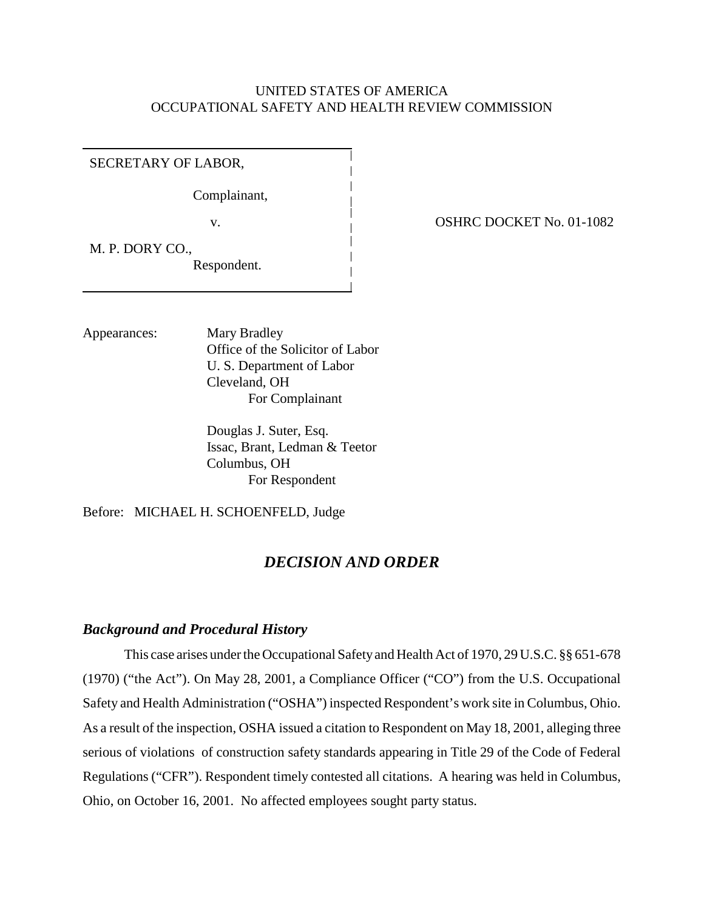UNITED STATES OF AMERICA
OCCUPATIONAL SAFETY AND HEALTH REVIEW COMMISSION

| | |
|---|---|
| SECRETARY OF LABOR,<br><br>Complainant,<br><br>v.<br><br>M. P. DORY CO.,<br><br>Respondent. | OSHRC DOCKET No. 01-1082 |

Appearances: Mary Bradley
Office of the Solicitor of Labor
U. S. Department of Labor
Cleveland, OH
For Complainant

Douglas J. Suter, Esq.
Issac, Brant, Ledman & Teetor
Columbus, OH
For Respondent

Before: MICHAEL H. SCHOENFELD, Judge

## *DECISION AND ORDER*

### *Background and Procedural History*

This case arises under the Occupational Safety and Health Act of 1970, 29 U.S.C. §§ 651-678 (1970) ("the Act"). On May 28, 2001, a Compliance Officer ("CO") from the U.S. Occupational Safety and Health Administration ("OSHA") inspected Respondent's work site in Columbus, Ohio. As a result of the inspection, OSHA issued a citation to Respondent on May 18, 2001, alleging three serious of violations of construction safety standards appearing in Title 29 of the Code of Federal Regulations ("CFR"). Respondent timely contested all citations. A hearing was held in Columbus, Ohio, on October 16, 2001. No affected employees sought party status.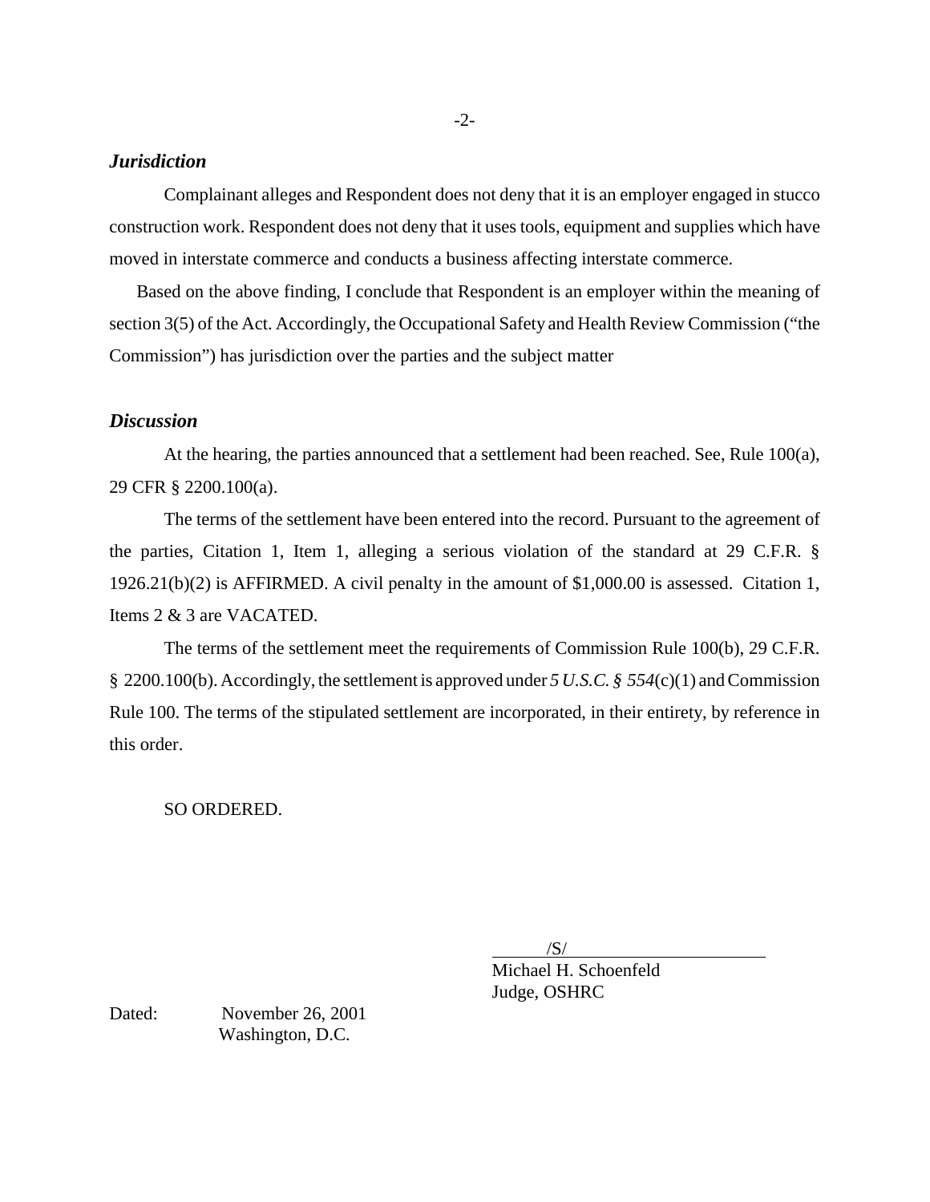### *Jurisdiction*

Complainant alleges and Respondent does not deny that it is an employer engaged in stucco construction work. Respondent does not deny that it uses tools, equipment and supplies which have moved in interstate commerce and conducts a business affecting interstate commerce.

Based on the above finding, I conclude that Respondent is an employer within the meaning of section 3(5) of the Act. Accordingly, the Occupational Safety and Health Review Commission ("the Commission") has jurisdiction over the parties and the subject matter

### *Discussion*

At the hearing, the parties announced that a settlement had been reached. See, Rule 100(a), 29 CFR § 2200.100(a).

The terms of the settlement have been entered into the record. Pursuant to the agreement of the parties, Citation 1, Item 1, alleging a serious violation of the standard at 29 C.F.R. § 1926.21(b)(2) is AFFIRMED. A civil penalty in the amount of $1,000.00 is assessed. Citation 1, Items 2 & 3 are VACATED.

The terms of the settlement meet the requirements of Commission Rule 100(b), 29 C.F.R. § 2200.100(b). Accordingly, the settlement is approved under *5 U.S.C. § 554*(c)(1) and Commission Rule 100. The terms of the stipulated settlement are incorporated, in their entirety, by reference in this order.

SO ORDERED.

/S/
Michael H. Schoenfeld
Judge, OSHRC

Dated: November 26, 2001
Washington, D.C.